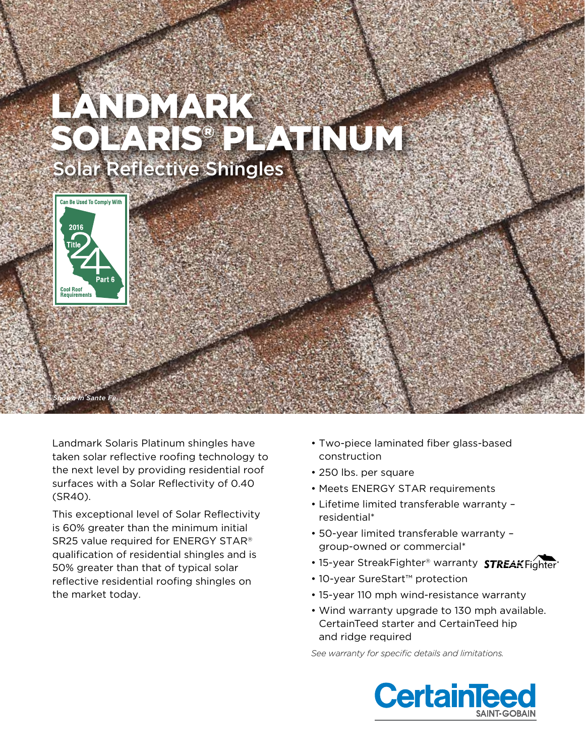# LANDMARK SOLARIS® PLATINUM

## Solar Reflective Shingles

Can Be Used To Comply With 2016 Title 24 Part 6 Cool Roof Requirements

*Shown In Sante Fe.*

Landmark Solaris Platinum shingles have taken solar reflective roofing technology to the next level by providing residential roof surfaces with a Solar Reflectivity of 0.40 (SR40).

This exceptional level of Solar Reflectivity is 60% greater than the minimum initial SR25 value required for ENERGY STAR® qualification of residential shingles and is 50% greater than that of typical solar reflective residential roofing shingles on the market today.

- Two-piece laminated fiber glass-based construction
- 250 lbs. per square
- Meets ENERGY STAR requirements
- Lifetime limited transferable warranty – residential*
- 50-year limited transferable warranty – group-owned or commercial*
- 15-year StreakFighter® warranty STREAKFighter®
- 10-year SureStart™ protection
- 15-year 110 mph wind-resistance warranty
- Wind warranty upgrade to 130 mph available. CertainTeed starter and CertainTeed hip and ridge required

*See warranty for specific details and limitations.*

CertainTeed
SAINT-GOBAIN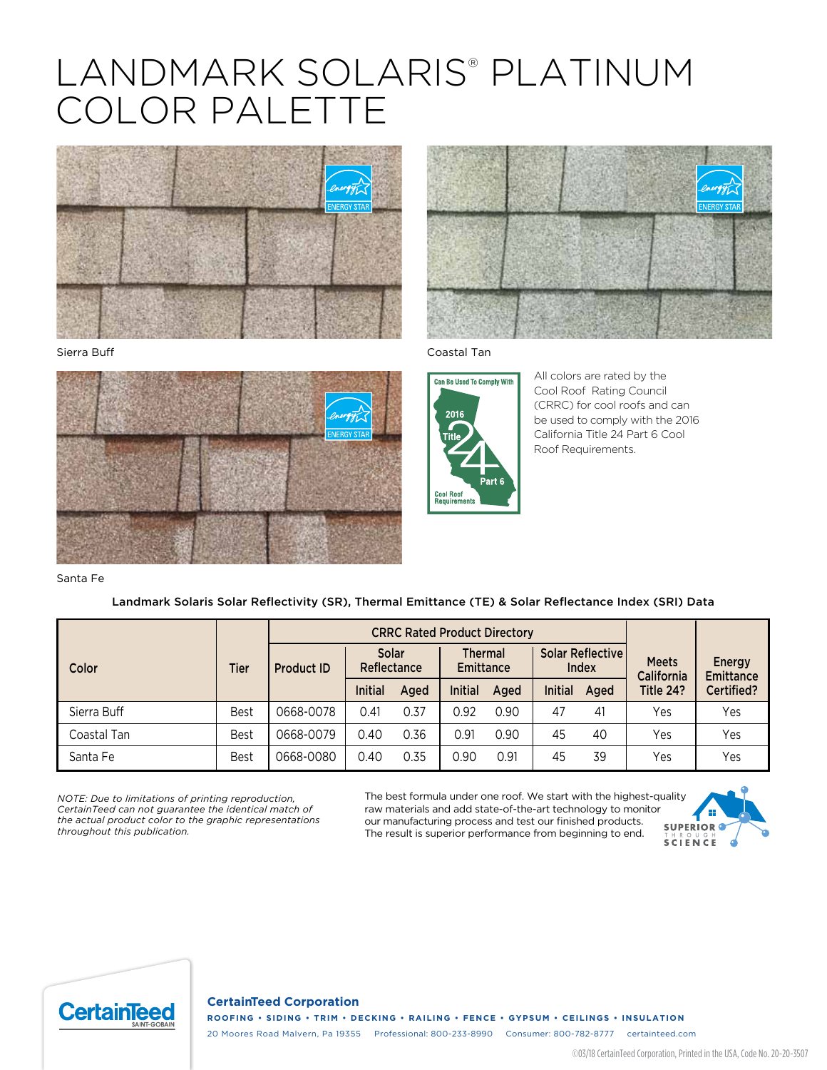# LANDMARK SOLARIS® PLATINUM COLOR PALETTE

Sierra Buff

Coastal Tan

Santa Fe

All colors are rated by the Cool Roof Rating Council (CRRC) for cool roofs and can be used to comply with the 2016 California Title 24 Part 6 Cool Roof Requirements.

**Landmark Solaris Solar Reflectivity (SR), Thermal Emittance (TE) & Solar Reflectance Index (SRI) Data**

| Color | Tier | CRRC Rated Product Directory | | | | | | | Meets California Title 24? | Energy Emittance Certified? |
|---|---|---|---|---|---|---|---|---|---|---|
| | | Product ID | Solar Reflectance | | Thermal Emittance | | Solar Reflective Index | | | |
| | | | Initial | Aged | Initial | Aged | Initial | Aged | | |
| Sierra Buff | Best | 0668-0078 | 0.41 | 0.37 | 0.92 | 0.90 | 47 | 41 | Yes | Yes |
| Coastal Tan | Best | 0668-0079 | 0.40 | 0.36 | 0.91 | 0.90 | 45 | 40 | Yes | Yes |
| Santa Fe | Best | 0668-0080 | 0.40 | 0.35 | 0.90 | 0.91 | 45 | 39 | Yes | Yes |

*NOTE: Due to limitations of printing reproduction, CertainTeed can not guarantee the identical match of the actual product color to the graphic representations throughout this publication.*

The best formula under one roof. We start with the highest-quality raw materials and add state-of-the-art technology to monitor our manufacturing process and test our finished products. The result is superior performance from beginning to end.

SUPERIOR THROUGH SCIENCE

**CertainTeed Corporation**

ROOFING • SIDING • TRIM • DECKING • RAILING • FENCE • GYPSUM • CEILINGS • INSULATION

20 Moores Road Malvern, Pa 19355    Professional: 800-233-8990    Consumer: 800-782-8777    certainteed.com

©03/18 CertainTeed Corporation, Printed in the USA, Code No. 20-20-3507